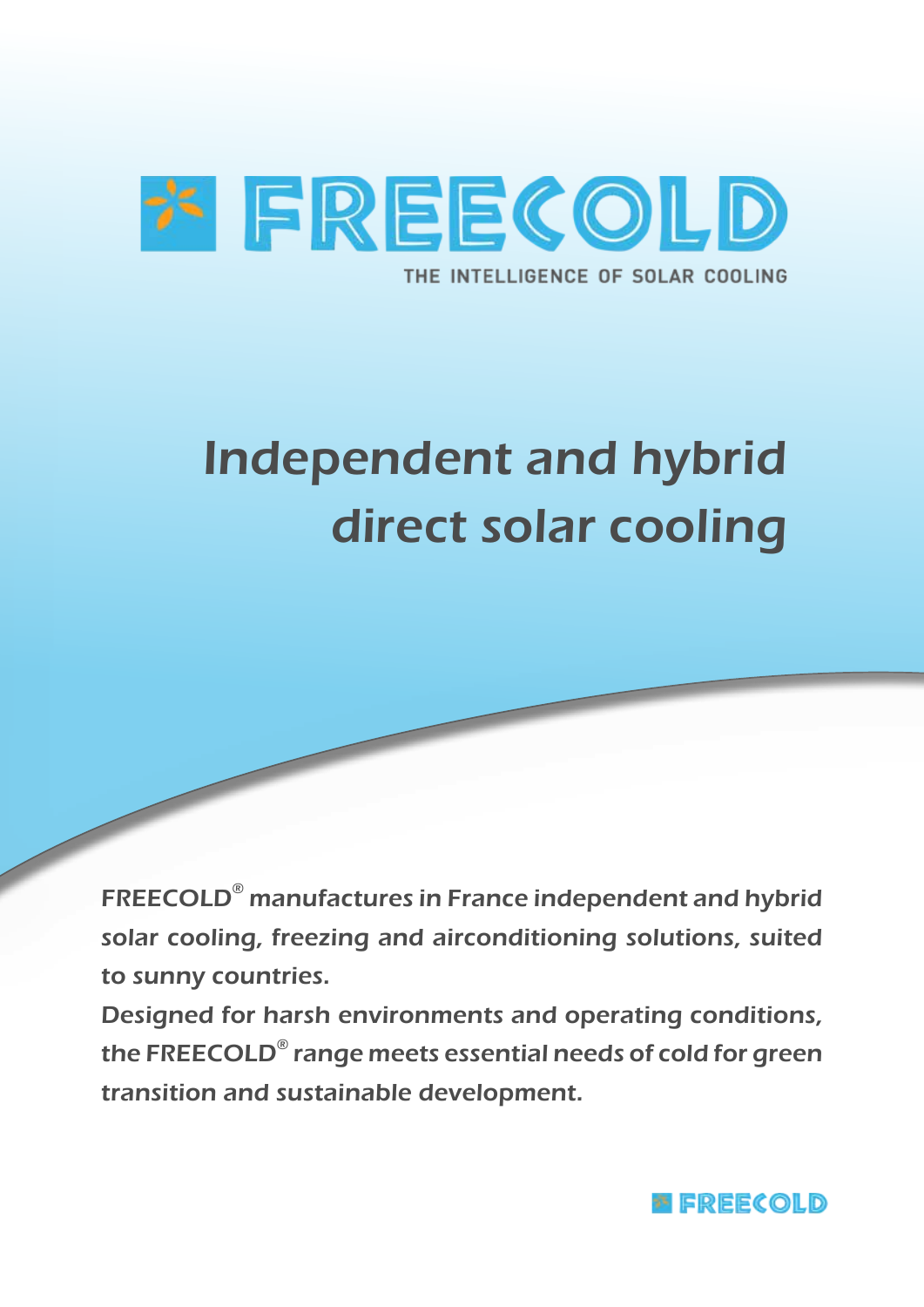# FREECOLD

THE INTELLIGENCE OF SOLAR COOLING

# Independent and hybrid direct solar cooling

FREECOLD® manufactures in France independent and hybrid solar cooling, freezing and airconditioning solutions, suited to sunny countries.

Designed for harsh environments and operating conditions, the FREECOLD® range meets essential needs of cold for green transition and sustainable development.

FREECOLD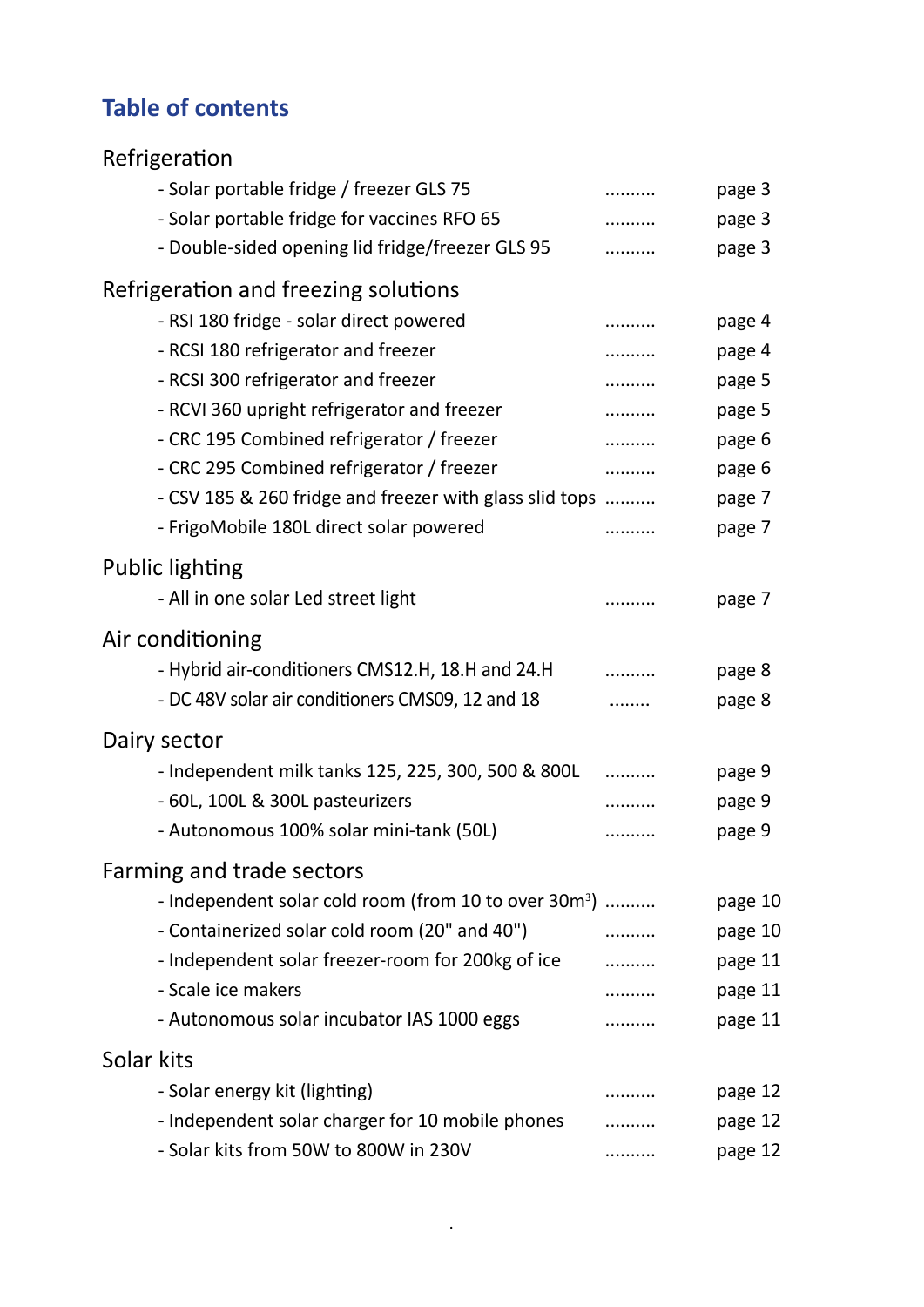## Table of contents

### Refrigeration

- Solar portable fridge / freezer GLS 75 .......... page 3
- Solar portable fridge for vaccines RFO 65 .......... page 3
- Double-sided opening lid fridge/freezer GLS 95 .......... page 3

### Refrigeration and freezing solutions

- RSI 180 fridge - solar direct powered .......... page 4
- RCSI 180 refrigerator and freezer .......... page 4
- RCSI 300 refrigerator and freezer .......... page 5
- RCVI 360 upright refrigerator and freezer .......... page 5
- CRC 195 Combined refrigerator / freezer .......... page 6
- CRC 295 Combined refrigerator / freezer .......... page 6
- CSV 185 & 260 fridge and freezer with glass slid tops .......... page 7
- FrigoMobile 180L direct solar powered .......... page 7

### Public lighting

- All in one solar Led street light .......... page 7

### Air conditioning

- Hybrid air-conditioners CMS12.H, 18.H and 24.H .......... page 8
- DC 48V solar air conditioners CMS09, 12 and 18 ........ page 8

### Dairy sector

- Independent milk tanks 125, 225, 300, 500 & 800L .......... page 9
- 60L, 100L & 300L pasteurizers .......... page 9
- Autonomous 100% solar mini-tank (50L) .......... page 9

### Farming and trade sectors

- Independent solar cold room (from 10 to over 30m$^3$) .......... page 10
- Containerized solar cold room (20" and 40") .......... page 10
- Independent solar freezer-room for 200kg of ice .......... page 11
- Scale ice makers .......... page 11
- Autonomous solar incubator IAS 1000 eggs .......... page 11

### Solar kits

- Solar energy kit (lighting) .......... page 12
- Independent solar charger for 10 mobile phones .......... page 12
- Solar kits from 50W to 800W in 230V .......... page 12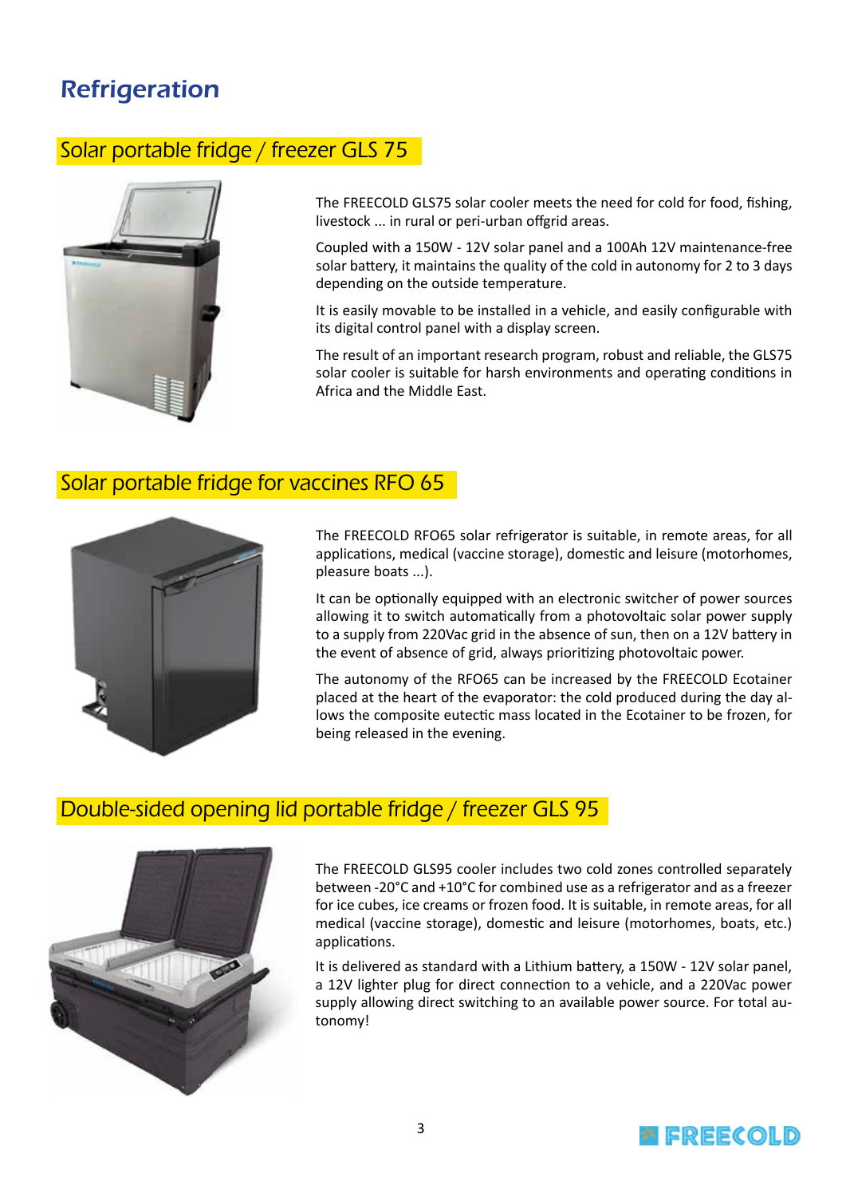# Refrigeration

## Solar portable fridge / freezer GLS 75

The FREECOLD GLS75 solar cooler meets the need for cold for food, fishing, livestock ... in rural or peri-urban offgrid areas.

Coupled with a 150W - 12V solar panel and a 100Ah 12V maintenance-free solar battery, it maintains the quality of the cold in autonomy for 2 to 3 days depending on the outside temperature.

It is easily movable to be installed in a vehicle, and easily configurable with its digital control panel with a display screen.

The result of an important research program, robust and reliable, the GLS75 solar cooler is suitable for harsh environments and operating conditions in Africa and the Middle East.

## Solar portable fridge for vaccines RFO 65

The FREECOLD RFO65 solar refrigerator is suitable, in remote areas, for all applications, medical (vaccine storage), domestic and leisure (motorhomes, pleasure boats ...).

It can be optionally equipped with an electronic switcher of power sources allowing it to switch automatically from a photovoltaic solar power supply to a supply from 220Vac grid in the absence of sun, then on a 12V battery in the event of absence of grid, always prioritizing photovoltaic power.

The autonomy of the RFO65 can be increased by the FREECOLD Ecotainer placed at the heart of the evaporator: the cold produced during the day allows the composite eutectic mass located in the Ecotainer to be frozen, for being released in the evening.

## Double-sided opening lid portable fridge / freezer GLS 95

The FREECOLD GLS95 cooler includes two cold zones controlled separately between -20°C and +10°C for combined use as a refrigerator and as a freezer for ice cubes, ice creams or frozen food. It is suitable, in remote areas, for all medical (vaccine storage), domestic and leisure (motorhomes, boats, etc.) applications.

It is delivered as standard with a Lithium battery, a 150W - 12V solar panel, a 12V lighter plug for direct connection to a vehicle, and a 220Vac power supply allowing direct switching to an available power source. For total autonomy!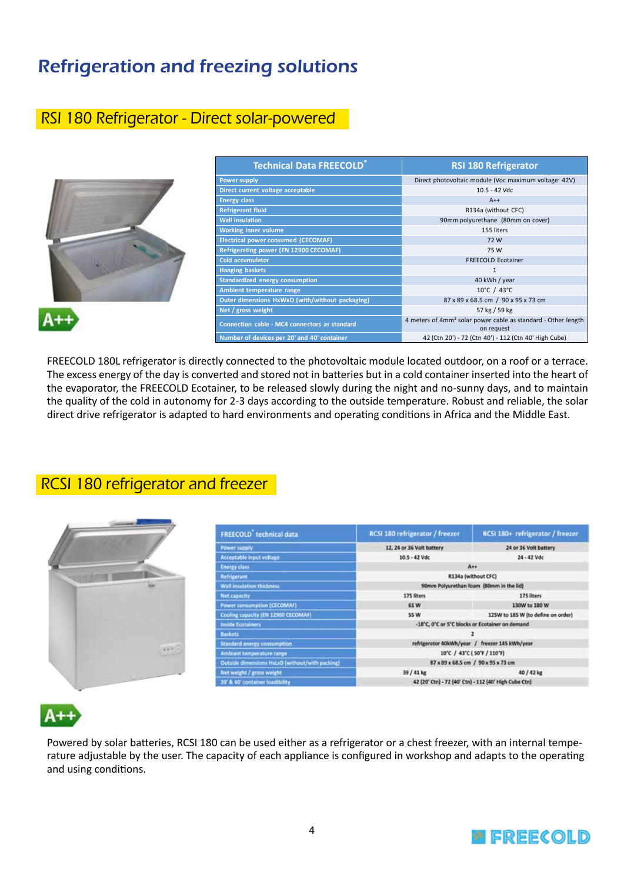# Refrigeration and freezing solutions

## RSI 180 Refrigerator - Direct solar-powered

| Technical Data FREECOLD® | RSI 180 Refrigerator |
|---|---|
| Power supply | Direct photovoltaic module (Voc maximum voltage: 42V) |
| Direct current voltage acceptable | 10.5 - 42 Vdc |
| Energy class | A++ |
| Refrigerant fluid | R134a (without CFC) |
| Wall insulation | 90mm polyurethane (80mm on cover) |
| Working inner volume | 155 liters |
| Electrical power consumed (CECOMAF) | 72 W |
| Refrigerating power (EN 12900 CECOMAF) | 75 W |
| Cold accumulator | FREECOLD Ecotainer |
| Hanging baskets | 1 |
| Standardized energy consumption | 40 kWh / year |
| Ambient temperature range | 10°C / 43°C |
| Outer dimensions HxWxD (with/without packaging) | 87 x 89 x 68.5 cm / 90 x 95 x 73 cm |
| Net / gross weight | 57 kg / 59 kg |
| Connection cable - MC4 connectors as standard | 4 meters of 4mm² solar power cable as standard - Other length on request |
| Number of devices per 20' and 40' container | 42 (Ctn 20') - 72 (Ctn 40') - 112 (Ctn 40' High Cube) |

A++

FREECOLD 180L refrigerator is directly connected to the photovoltaic module located outdoor, on a roof or a terrace. The excess energy of the day is converted and stored not in batteries but in a cold container inserted into the heart of the evaporator, the FREECOLD Ecotainer, to be released slowly during the night and no-sunny days, and to maintain the quality of the cold in autonomy for 2-3 days according to the outside temperature. Robust and reliable, the solar direct drive refrigerator is adapted to hard environments and operating conditions in Africa and the Middle East.

## RCSI 180 refrigerator and freezer

| FREECOLD® technical data | RCSI 180 refrigerator / freezer | RCSI 180+ refrigerator / freezer |
|---|---|---|
| Power supply | 12, 24 or 36 Volt battery | 24 or 36 Volt battery |
| Acceptable input voltage | 10.5 - 42 Vdc | 24 - 42 Vdc |
| Energy class | A++ | |
| Refrigerant | R134a (without CFC) | |
| Wall insulation thickness | 90mm Polyurethan foam (80mm in the lid) | |
| Net capacity | 175 liters | 175 liters |
| Power consumption (CECOMAF) | 61 W | 130W to 180 W |
| Cooling capacity (EN 12900 CECOMAF) | 55 W | 125W to 185 W (to define on order) |
| Inside Ecotainers | -18°C, 0°C or 5°C blocks or Ecotainer on demand | |
| Baskets | 2 | |
| Standard energy consumption | refrigerator 40kWh/year / freezer 145 kWh/year | |
| Ambiant temperature range | 10°C / 43°C ( 50°F / 110°F) | |
| Outside dimensions HxLxD (without/with packing) | 87 x 89 x 68.5 cm / 90 x 95 x 73 cm | |
| Net weight / gross weight | 39 / 41 kg | 40 / 42 kg |
| 20' & 40' container loadibility | 42 (20' Ctn) - 72 (40' Ctn) - 112 (40' High Cube Ctn) | |

A++

Powered by solar batteries, RCSI 180 can be used either as a refrigerator or a chest freezer, with an internal temperature adjustable by the user. The capacity of each appliance is configured in workshop and adapts to the operating and using conditions.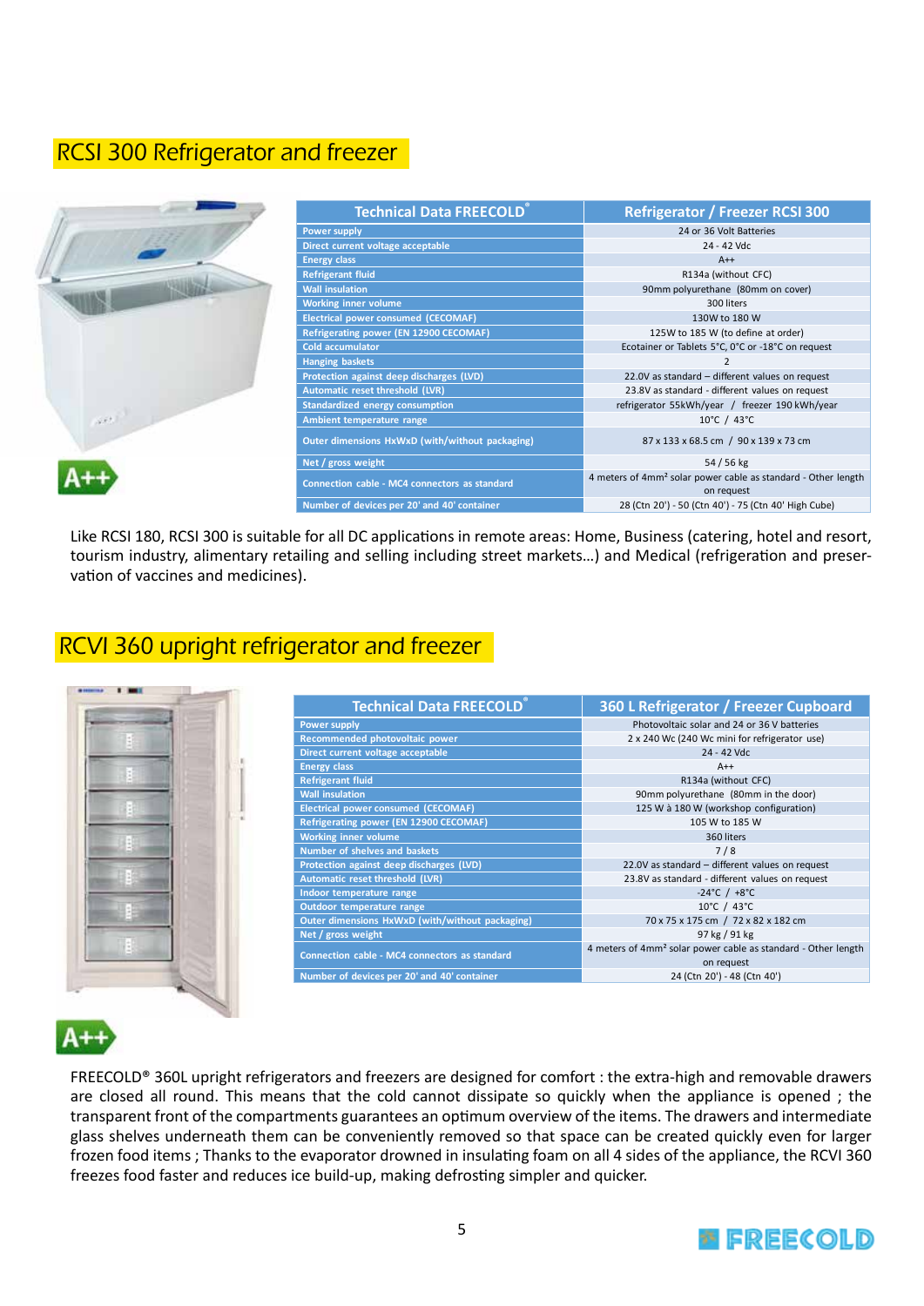## RCSI 300 Refrigerator and freezer

| Technical Data FREECOLD® | Refrigerator / Freezer RCSI 300 |
|---|---|
| Power supply | 24 or 36 Volt Batteries |
| Direct current voltage acceptable | 24 - 42 Vdc |
| Energy class | A++ |
| Refrigerant fluid | R134a (without CFC) |
| Wall insulation | 90mm polyurethane (80mm on cover) |
| Working inner volume | 300 liters |
| Electrical power consumed (CECOMAF) | 130W to 180 W |
| Refrigerating power (EN 12900 CECOMAF) | 125W to 185 W (to define at order) |
| Cold accumulator | Ecotainer or Tablets 5°C, 0°C or -18°C on request |
| Hanging baskets | 2 |
| Protection against deep discharges (LVD) | 22.0V as standard – different values on request |
| Automatic reset threshold (LVR) | 23.8V as standard - different values on request |
| Standardized energy consumption | refrigerator 55kWh/year / freezer 190 kWh/year |
| Ambient temperature range | 10°C / 43°C |
| Outer dimensions HxWxD (with/without packaging) | 87 x 133 x 68.5 cm / 90 x 139 x 73 cm |
| Net / gross weight | 54 / 56 kg |
| Connection cable - MC4 connectors as standard | 4 meters of 4mm² solar power cable as standard - Other length on request |
| Number of devices per 20' and 40' container | 28 (Ctn 20') - 50 (Ctn 40') - 75 (Ctn 40' High Cube) |

A++

Like RCSI 180, RCSI 300 is suitable for all DC applications in remote areas: Home, Business (catering, hotel and resort, tourism industry, alimentary retailing and selling including street markets…) and Medical (refrigeration and preservation of vaccines and medicines).

## RCVI 360 upright refrigerator and freezer

| Technical Data FREECOLD® | 360 L Refrigerator / Freezer Cupboard |
|---|---|
| Power supply | Photovoltaic solar and 24 or 36 V batteries |
| Recommended photovoltaic power | 2 x 240 Wc (240 Wc mini for refrigerator use) |
| Direct current voltage acceptable | 24 - 42 Vdc |
| Energy class | A++ |
| Refrigerant fluid | R134a (without CFC) |
| Wall insulation | 90mm polyurethane (80mm in the door) |
| Electrical power consumed (CECOMAF) | 125 W à 180 W (workshop configuration) |
| Refrigerating power (EN 12900 CECOMAF) | 105 W to 185 W |
| Working inner volume | 360 liters |
| Number of shelves and baskets | 7 / 8 |
| Protection against deep discharges (LVD) | 22.0V as standard – different values on request |
| Automatic reset threshold (LVR) | 23.8V as standard - different values on request |
| Indoor temperature range | -24°C / +8°C |
| Outdoor temperature range | 10°C / 43°C |
| Outer dimensions HxWxD (with/without packaging) | 70 x 75 x 175 cm / 72 x 82 x 182 cm |
| Net / gross weight | 97 kg / 91 kg |
| Connection cable - MC4 connectors as standard | 4 meters of 4mm² solar power cable as standard - Other length on request |
| Number of devices per 20' and 40' container | 24 (Ctn 20') - 48 (Ctn 40') |

A++

FREECOLD® 360L upright refrigerators and freezers are designed for comfort : the extra-high and removable drawers are closed all round. This means that the cold cannot dissipate so quickly when the appliance is opened ; the transparent front of the compartments guarantees an optimum overview of the items. The drawers and intermediate glass shelves underneath them can be conveniently removed so that space can be created quickly even for larger frozen food items ; Thanks to the evaporator drowned in insulating foam on all 4 sides of the appliance, the RCVI 360 freezes food faster and reduces ice build-up, making defrosting simpler and quicker.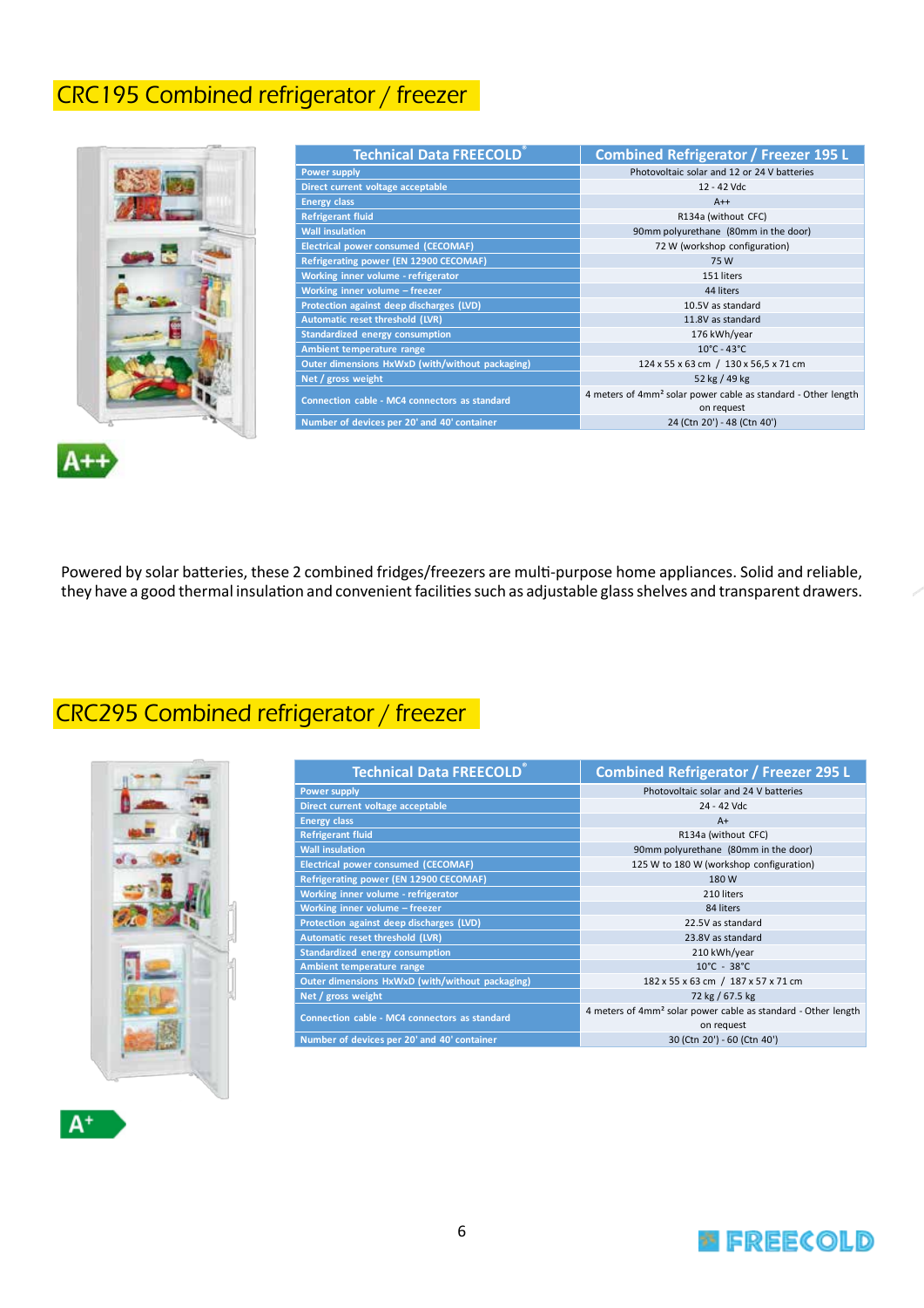# CRC195 Combined refrigerator / freezer

| Technical Data FREECOLD® | Combined Refrigerator / Freezer 195 L |
|---|---|
| Power supply | Photovoltaic solar and 12 or 24 V batteries |
| Direct current voltage acceptable | 12 - 42 Vdc |
| Energy class | A++ |
| Refrigerant fluid | R134a (without CFC) |
| Wall insulation | 90mm polyurethane (80mm in the door) |
| Electrical power consumed (CECOMAF) | 72 W (workshop configuration) |
| Refrigerating power (EN 12900 CECOMAF) | 75 W |
| Working inner volume - refrigerator | 151 liters |
| Working inner volume – freezer | 44 liters |
| Protection against deep discharges (LVD) | 10.5V as standard |
| Automatic reset threshold (LVR) | 11.8V as standard |
| Standardized energy consumption | 176 kWh/year |
| Ambient temperature range | 10°C - 43°C |
| Outer dimensions HxWxD (with/without packaging) | 124 x 55 x 63 cm / 130 x 56,5 x 71 cm |
| Net / gross weight | 52 kg / 49 kg |
| Connection cable - MC4 connectors as standard | 4 meters of 4mm² solar power cable as standard - Other length on request |
| Number of devices per 20' and 40' container | 24 (Ctn 20') - 48 (Ctn 40') |

A++

Powered by solar batteries, these 2 combined fridges/freezers are multi-purpose home appliances. Solid and reliable, they have a good thermal insulation and convenient facilities such as adjustable glass shelves and transparent drawers.

# CRC295 Combined refrigerator / freezer

| Technical Data FREECOLD® | Combined Refrigerator / Freezer 295 L |
|---|---|
| Power supply | Photovoltaic solar and 24 V batteries |
| Direct current voltage acceptable | 24 - 42 Vdc |
| Energy class | A+ |
| Refrigerant fluid | R134a (without CFC) |
| Wall insulation | 90mm polyurethane (80mm in the door) |
| Electrical power consumed (CECOMAF) | 125 W to 180 W (workshop configuration) |
| Refrigerating power (EN 12900 CECOMAF) | 180 W |
| Working inner volume - refrigerator | 210 liters |
| Working inner volume – freezer | 84 liters |
| Protection against deep discharges (LVD) | 22.5V as standard |
| Automatic reset threshold (LVR) | 23.8V as standard |
| Standardized energy consumption | 210 kWh/year |
| Ambient temperature range | 10°C - 38°C |
| Outer dimensions HxWxD (with/without packaging) | 182 x 55 x 63 cm / 187 x 57 x 71 cm |
| Net / gross weight | 72 kg / 67.5 kg |
| Connection cable - MC4 connectors as standard | 4 meters of 4mm² solar power cable as standard - Other length on request |
| Number of devices per 20' and 40' container | 30 (Ctn 20') - 60 (Ctn 40') |

A+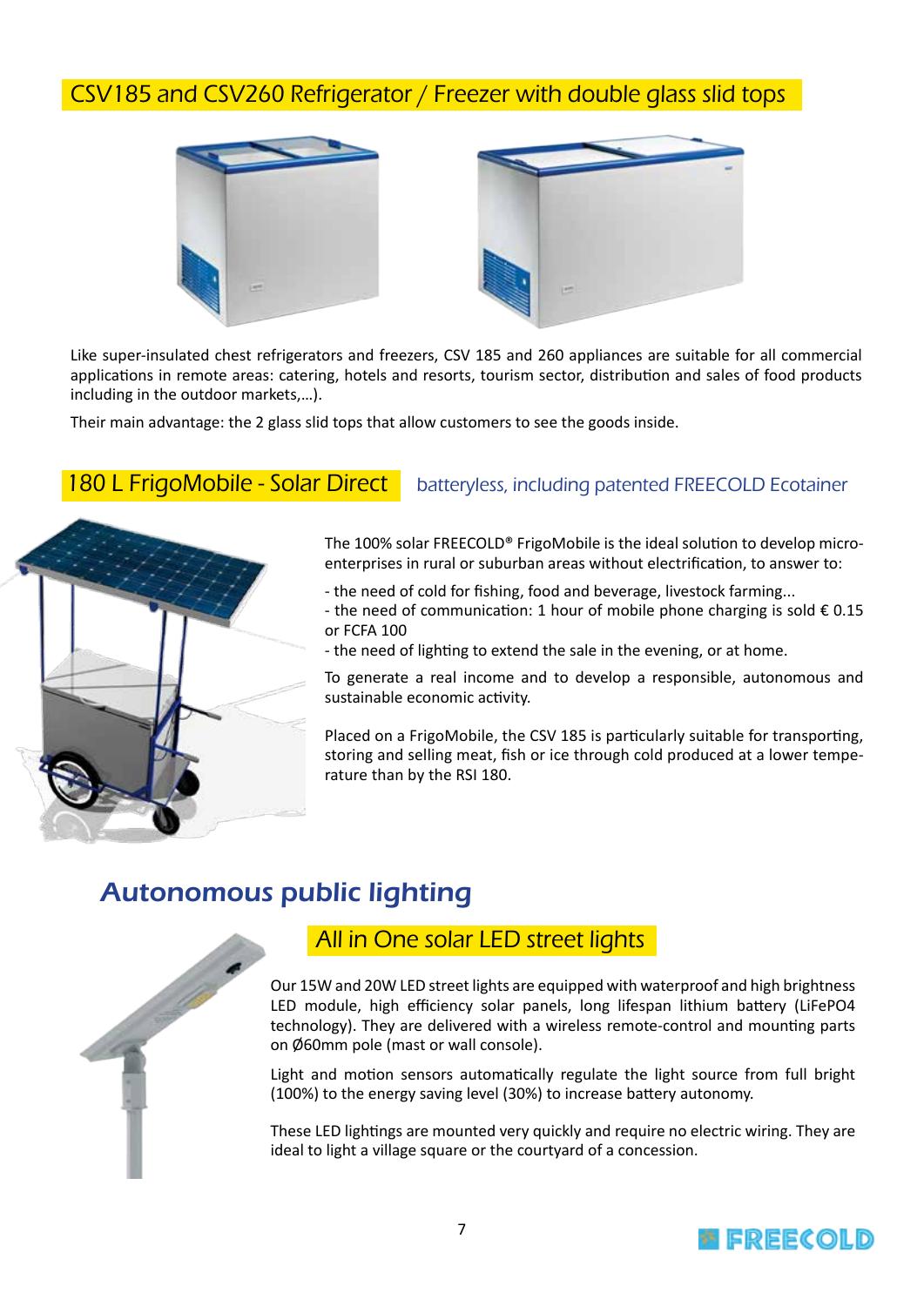## CSV185 and CSV260 Refrigerator / Freezer with double glass slid tops

Like super-insulated chest refrigerators and freezers, CSV 185 and 260 appliances are suitable for all commercial applications in remote areas: catering, hotels and resorts, tourism sector, distribution and sales of food products including in the outdoor markets,...).

Their main advantage: the 2 glass slid tops that allow customers to see the goods inside.

## 180 L FrigoMobile - Solar Direct

batteryless, including patented FREECOLD Ecotainer

The 100% solar FREECOLD® FrigoMobile is the ideal solution to develop micro-enterprises in rural or suburban areas without electrification, to answer to:

- the need of cold for fishing, food and beverage, livestock farming...
- the need of communication: 1 hour of mobile phone charging is sold € 0.15 or FCFA 100
- the need of lighting to extend the sale in the evening, or at home.

To generate a real income and to develop a responsible, autonomous and sustainable economic activity.

Placed on a FrigoMobile, the CSV 185 is particularly suitable for transporting, storing and selling meat, fish or ice through cold produced at a lower temperature than by the RSI 180.

# Autonomous public lighting

## All in One solar LED street lights

Our 15W and 20W LED street lights are equipped with waterproof and high brightness LED module, high efficiency solar panels, long lifespan lithium battery (LiFePO4 technology). They are delivered with a wireless remote-control and mounting parts on Ø60mm pole (mast or wall console).

Light and motion sensors automatically regulate the light source from full bright (100%) to the energy saving level (30%) to increase battery autonomy.

These LED lightings are mounted very quickly and require no electric wiring. They are ideal to light a village square or the courtyard of a concession.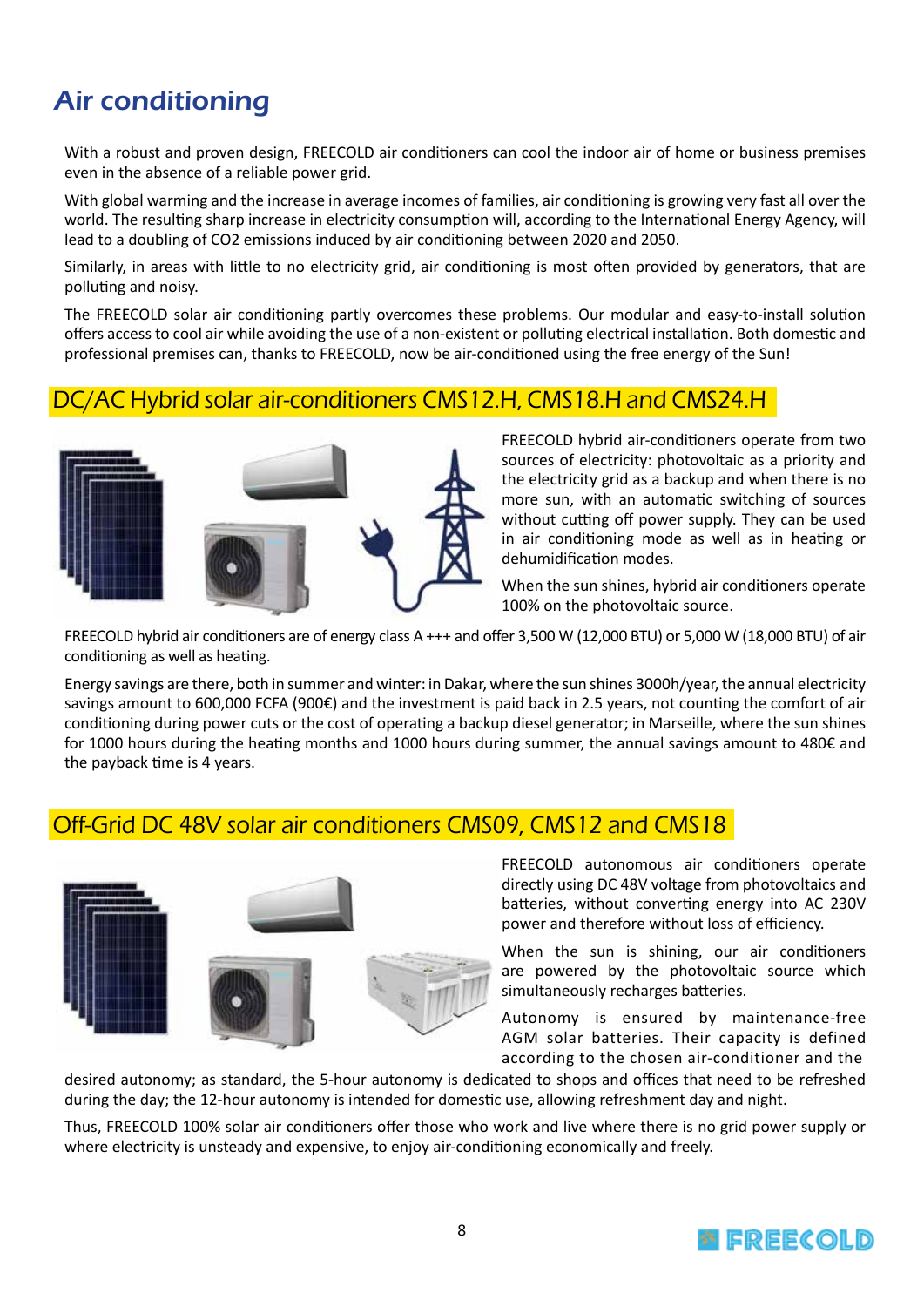# Air conditioning

With a robust and proven design, FREECOLD air conditioners can cool the indoor air of home or business premises even in the absence of a reliable power grid.

With global warming and the increase in average incomes of families, air conditioning is growing very fast all over the world. The resulting sharp increase in electricity consumption will, according to the International Energy Agency, will lead to a doubling of $CO_2$ emissions induced by air conditioning between 2020 and 2050.

Similarly, in areas with little to no electricity grid, air conditioning is most often provided by generators, that are polluting and noisy.

The FREECOLD solar air conditioning partly overcomes these problems. Our modular and easy-to-install solution offers access to cool air while avoiding the use of a non-existent or polluting electrical installation. Both domestic and professional premises can, thanks to FREECOLD, now be air-conditioned using the free energy of the Sun!

## DC/AC Hybrid solar air-conditioners CMS12.H, CMS18.H and CMS24.H

FREECOLD hybrid air-conditioners operate from two sources of electricity: photovoltaic as a priority and the electricity grid as a backup and when there is no more sun, with an automatic switching of sources without cutting off power supply. They can be used in air conditioning mode as well as in heating or dehumidification modes.

When the sun shines, hybrid air conditioners operate 100% on the photovoltaic source.

FREECOLD hybrid air conditioners are of energy class A +++ and offer 3,500 W (12,000 BTU) or 5,000 W (18,000 BTU) of air conditioning as well as heating.

Energy savings are there, both in summer and winter: in Dakar, where the sun shines 3000h/year, the annual electricity savings amount to 600,000 FCFA (900€) and the investment is paid back in 2.5 years, not counting the comfort of air conditioning during power cuts or the cost of operating a backup diesel generator; in Marseille, where the sun shines for 1000 hours during the heating months and 1000 hours during summer, the annual savings amount to 480€ and the payback time is 4 years.

## Off-Grid DC 48V solar air conditioners CMS09, CMS12 and CMS18

FREECOLD autonomous air conditioners operate directly using DC 48V voltage from photovoltaics and batteries, without converting energy into AC 230V power and therefore without loss of efficiency.

When the sun is shining, our air conditioners are powered by the photovoltaic source which simultaneously recharges batteries.

Autonomy is ensured by maintenance-free AGM solar batteries. Their capacity is defined according to the chosen air-conditioner and the desired autonomy; as standard, the 5-hour autonomy is dedicated to shops and offices that need to be refreshed during the day; the 12-hour autonomy is intended for domestic use, allowing refreshment day and night.

Thus, FREECOLD 100% solar air conditioners offer those who work and live where there is no grid power supply or where electricity is unsteady and expensive, to enjoy air-conditioning economically and freely.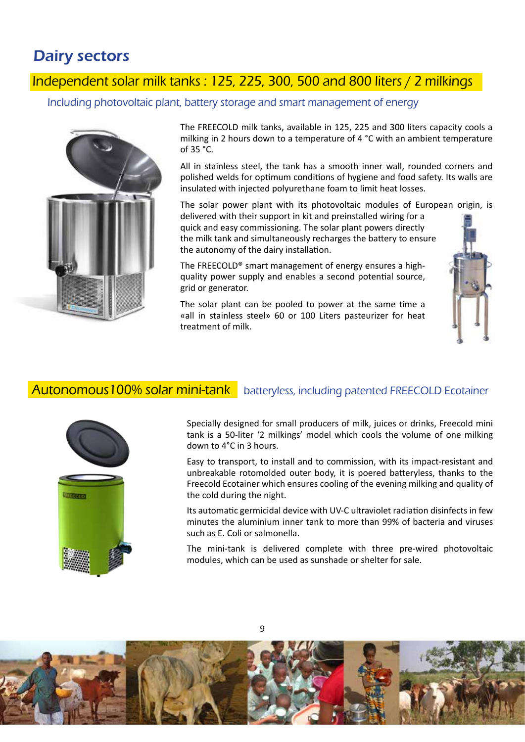# Dairy sectors

## Independent solar milk tanks : 125, 225, 300, 500 and 800 liters / 2 milkings

### Including photovoltaic plant, battery storage and smart management of energy

The FREECOLD milk tanks, available in 125, 225 and 300 liters capacity cools a milking in 2 hours down to a temperature of 4 °C with an ambient temperature of 35 °C.

All in stainless steel, the tank has a smooth inner wall, rounded corners and polished welds for optimum conditions of hygiene and food safety. Its walls are insulated with injected polyurethane foam to limit heat losses.

The solar power plant with its photovoltaic modules of European origin, is delivered with their support in kit and preinstalled wiring for a quick and easy commissioning. The solar plant powers directly the milk tank and simultaneously recharges the battery to ensure the autonomy of the dairy installation.

The FREECOLD® smart management of energy ensures a high-quality power supply and enables a second potential source, grid or generator.

The solar plant can be pooled to power at the same time a «all in stainless steel» 60 or 100 Liters pasteurizer for heat treatment of milk.

## Autonomous 100% solar mini-tank

### batteryless, including patented FREECOLD Ecotainer

Specially designed for small producers of milk, juices or drinks, Freecold mini tank is a 50-liter ‘2 milkings’ model which cools the volume of one milking down to 4°C in 3 hours.

Easy to transport, to install and to commission, with its impact-resistant and unbreakable rotomolded outer body, it is poered batteryless, thanks to the Freecold Ecotainer which ensures cooling of the evening milking and quality of the cold during the night.

Its automatic germicidal device with UV-C ultraviolet radiation disinfects in few minutes the aluminium inner tank to more than 99% of bacteria and viruses such as E. Coli or salmonella.

The mini-tank is delivered complete with three pre-wired photovoltaic modules, which can be used as sunshade or shelter for sale.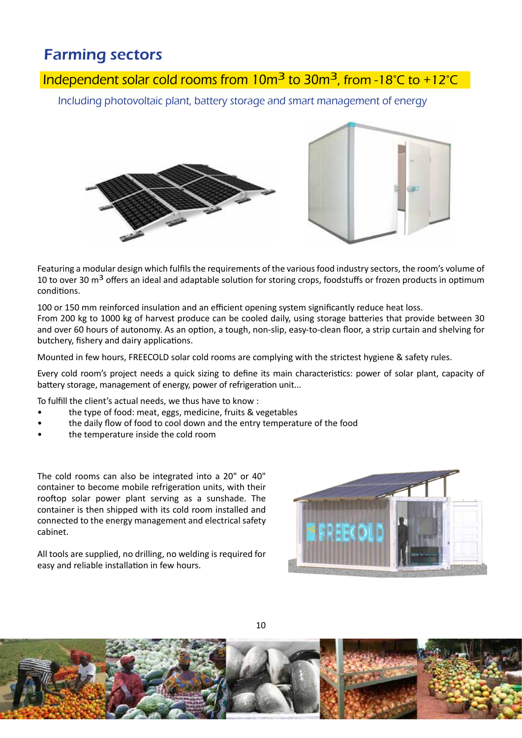# Farming sectors

## Independent solar cold rooms from 10m$^3$ to 30m$^3$, from -18°C to +12°C

*Including photovoltaic plant, battery storage and smart management of energy*

Featuring a modular design which fulfils the requirements of the various food industry sectors, the room's volume of 10 to over 30 m$^3$ offers an ideal and adaptable solution for storing crops, foodstuffs or frozen products in optimum conditions.

100 or 150 mm reinforced insulation and an efficient opening system significantly reduce heat loss.
From 200 kg to 1000 kg of harvest produce can be cooled daily, using storage batteries that provide between 30 and over 60 hours of autonomy. As an option, a tough, non-slip, easy-to-clean floor, a strip curtain and shelving for butchery, fishery and dairy applications.

Mounted in few hours, FREECOLD solar cold rooms are complying with the strictest hygiene & safety rules.

Every cold room's project needs a quick sizing to define its main characteristics: power of solar plant, capacity of battery storage, management of energy, power of refrigeration unit...

To fulfill the client's actual needs, we thus have to know :

- the type of food: meat, eggs, medicine, fruits & vegetables
- the daily flow of food to cool down and the entry temperature of the food
- the temperature inside the cold room

The cold rooms can also be integrated into a 20" or 40" container to become mobile refrigeration units, with their rooftop solar power plant serving as a sunshade. The container is then shipped with its cold room installed and connected to the energy management and electrical safety cabinet.

All tools are supplied, no drilling, no welding is required for easy and reliable installation in few hours.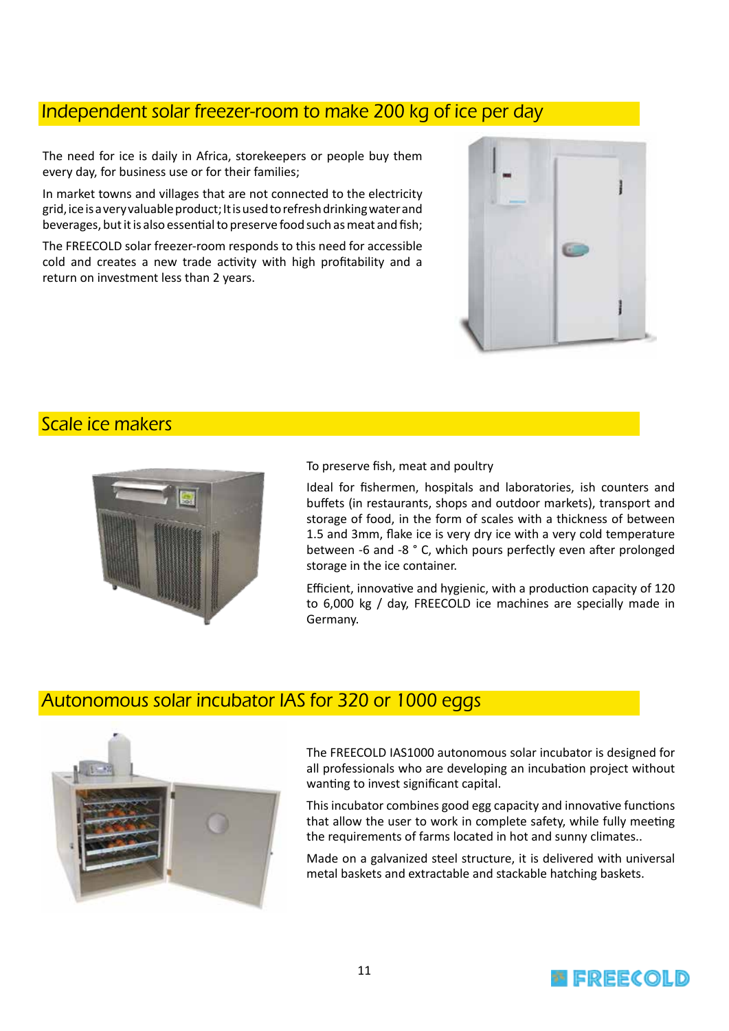## Independent solar freezer-room to make 200 kg of ice per day

The need for ice is daily in Africa, storekeepers or people buy them every day, for business use or for their families;

In market towns and villages that are not connected to the electricity grid, ice is a very valuable product; It is used to refresh drinking water and beverages, but it is also essential to preserve food such as meat and fish;

The FREECOLD solar freezer-room responds to this need for accessible cold and creates a new trade activity with high profitability and a return on investment less than 2 years.

## Scale ice makers

To preserve fish, meat and poultry

Ideal for fishermen, hospitals and laboratories, ish counters and buffets (in restaurants, shops and outdoor markets), transport and storage of food, in the form of scales with a thickness of between 1.5 and 3mm, flake ice is very dry ice with a very cold temperature between -6 and -8 ° C, which pours perfectly even after prolonged storage in the ice container.

Efficient, innovative and hygienic, with a production capacity of 120 to 6,000 kg / day, FREECOLD ice machines are specially made in Germany.

## Autonomous solar incubator IAS for 320 or 1000 eggs

The FREECOLD IAS1000 autonomous solar incubator is designed for all professionals who are developing an incubation project without wanting to invest significant capital.

This incubator combines good egg capacity and innovative functions that allow the user to work in complete safety, while fully meeting the requirements of farms located in hot and sunny climates..

Made on a galvanized steel structure, it is delivered with universal metal baskets and extractable and stackable hatching baskets.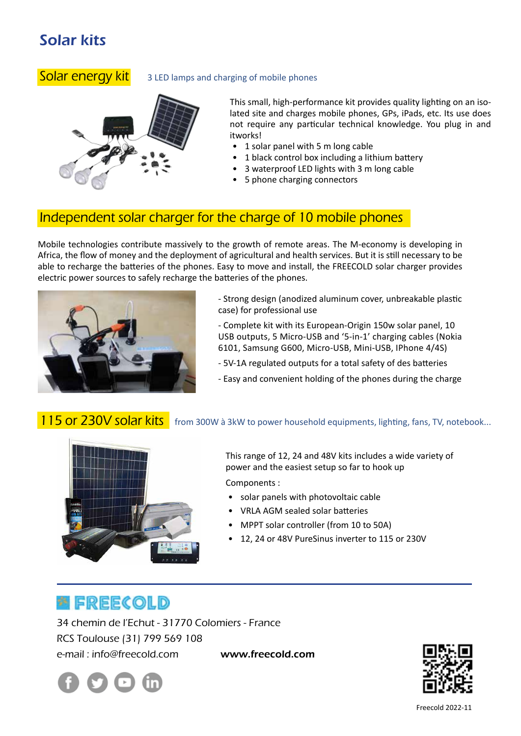# Solar kits

## Solar energy kit

3 LED lamps and charging of mobile phones

This small, high-performance kit provides quality lighting on an isolated site and charges mobile phones, GPs, iPads, etc. Its use does not require any particular technical knowledge. You plug in and itworks!

- 1 solar panel with 5 m long cable
- 1 black control box including a lithium battery
- 3 waterproof LED lights with 3 m long cable
- 5 phone charging connectors

## Independent solar charger for the charge of 10 mobile phones

Mobile technologies contribute massively to the growth of remote areas. The M-economy is developing in Africa, the flow of money and the deployment of agricultural and health services. But it is still necessary to be able to recharge the batteries of the phones. Easy to move and install, the FREECOLD solar charger provides electric power sources to safely recharge the batteries of the phones.

- Strong design (anodized aluminum cover, unbreakable plastic case) for professional use

- Complete kit with its European-Origin 150w solar panel, 10 USB outputs, 5 Micro-USB and '5-in-1' charging cables (Nokia 6101, Samsung G600, Micro-USB, Mini-USB, IPhone 4/4S)

- 5V-1A regulated outputs for a total safety of des batteries

- Easy and convenient holding of the phones during the charge

## 115 or 230V solar kits

from 300W à 3kW to power household equipments, lighting, fans, TV, notebook...

This range of 12, 24 and 48V kits includes a wide variety of power and the easiest setup so far to hook up

Components :

- solar panels with photovoltaic cable
- VRLA AGM sealed solar batteries
- MPPT solar controller (from 10 to 50A)
- 12, 24 or 48V PureSinus inverter to 115 or 230V

FREECOLD

34 chemin de l'Echut - 31770 Colomiers - France

RCS Toulouse (31) 799 569 108

e-mail : info@freecold.com

**www.freecold.com**

Freecold 2022-11